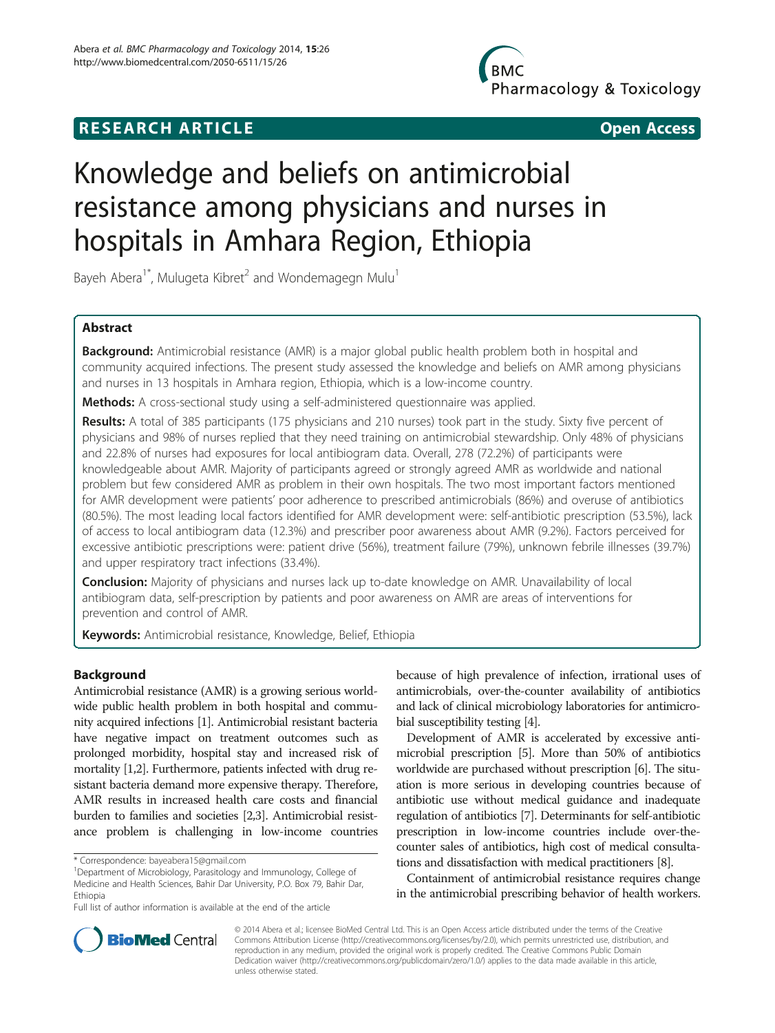RESEARCH ARTICLE

Open Access

# Knowledge and beliefs on antimicrobial resistance among physicians and nurses in hospitals in Amhara Region, Ethiopia

Bayeh Abera[1*], Mulugeta Kibret[2] and Wondemagegn Mulu[1]

## Abstract

**Background:** Antimicrobial resistance (AMR) is a major global public health problem both in hospital and community acquired infections. The present study assessed the knowledge and beliefs on AMR among physicians and nurses in 13 hospitals in Amhara region, Ethiopia, which is a low-income country.

**Methods:** A cross-sectional study using a self-administered questionnaire was applied.

**Results:** A total of 385 participants (175 physicians and 210 nurses) took part in the study. Sixty five percent of physicians and 98% of nurses replied that they need training on antimicrobial stewardship. Only 48% of physicians and 22.8% of nurses had exposures for local antibiogram data. Overall, 278 (72.2%) of participants were knowledgeable about AMR. Majority of participants agreed or strongly agreed AMR as worldwide and national problem but few considered AMR as problem in their own hospitals. The two most important factors mentioned for AMR development were patients' poor adherence to prescribed antimicrobials (86%) and overuse of antibiotics (80.5%). The most leading local factors identified for AMR development were: self-antibiotic prescription (53.5%), lack of access to local antibiogram data (12.3%) and prescriber poor awareness about AMR (9.2%). Factors perceived for excessive antibiotic prescriptions were: patient drive (56%), treatment failure (79%), unknown febrile illnesses (39.7%) and upper respiratory tract infections (33.4%).

**Conclusion:** Majority of physicians and nurses lack up to-date knowledge on AMR. Unavailability of local antibiogram data, self-prescription by patients and poor awareness on AMR are areas of interventions for prevention and control of AMR.

**Keywords:** Antimicrobial resistance, Knowledge, Belief, Ethiopia

## Background

Antimicrobial resistance (AMR) is a growing serious worldwide public health problem in both hospital and community acquired infections [1]. Antimicrobial resistant bacteria have negative impact on treatment outcomes such as prolonged morbidity, hospital stay and increased risk of mortality [1,2]. Furthermore, patients infected with drug resistant bacteria demand more expensive therapy. Therefore, AMR results in increased health care costs and financial burden to families and societies [2,3]. Antimicrobial resistance problem is challenging in low-income countries because of high prevalence of infection, irrational uses of antimicrobials, over-the-counter availability of antibiotics and lack of clinical microbiology laboratories for antimicrobial susceptibility testing [4].

Development of AMR is accelerated by excessive antimicrobial prescription [5]. More than 50% of antibiotics worldwide are purchased without prescription [6]. The situation is more serious in developing countries because of antibiotic use without medical guidance and inadequate regulation of antibiotics [7]. Determinants for self-antibiotic prescription in low-income countries include over-the-counter sales of antibiotics, high cost of medical consultations and dissatisfaction with medical practitioners [8].

Containment of antimicrobial resistance requires change in the antimicrobial prescribing behavior of health workers.

\* Correspondence: bayeabera15@gmail.com
[1]Department of Microbiology, Parasitology and Immunology, College of Medicine and Health Sciences, Bahir Dar University, P.O. Box 79, Bahir Dar, Ethiopia
Full list of author information is available at the end of the article

© 2014 Abera et al.; licensee BioMed Central Ltd. This is an Open Access article distributed under the terms of the Creative Commons Attribution License (http://creativecommons.org/licenses/by/2.0), which permits unrestricted use, distribution, and reproduction in any medium, provided the original work is properly credited. The Creative Commons Public Domain Dedication waiver (http://creativecommons.org/publicdomain/zero/1.0/) applies to the data made available in this article, unless otherwise stated.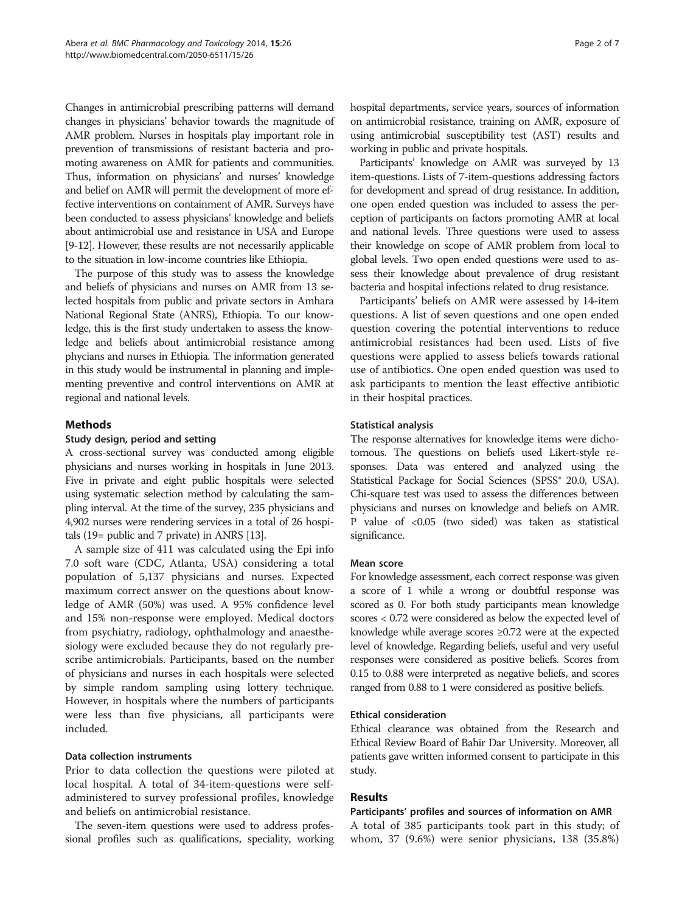Changes in antimicrobial prescribing patterns will demand changes in physicians' behavior towards the magnitude of AMR problem. Nurses in hospitals play important role in prevention of transmissions of resistant bacteria and promoting awareness on AMR for patients and communities. Thus, information on physicians' and nurses' knowledge and belief on AMR will permit the development of more effective interventions on containment of AMR. Surveys have been conducted to assess physicians' knowledge and beliefs about antimicrobial use and resistance in USA and Europe [9-12]. However, these results are not necessarily applicable to the situation in low-income countries like Ethiopia.

The purpose of this study was to assess the knowledge and beliefs of physicians and nurses on AMR from 13 selected hospitals from public and private sectors in Amhara National Regional State (ANRS), Ethiopia. To our knowledge, this is the first study undertaken to assess the knowledge and beliefs about antimicrobial resistance among phycians and nurses in Ethiopia. The information generated in this study would be instrumental in planning and implementing preventive and control interventions on AMR at regional and national levels.

## Methods

### Study design, period and setting

A cross-sectional survey was conducted among eligible physicians and nurses working in hospitals in June 2013. Five in private and eight public hospitals were selected using systematic selection method by calculating the sampling interval. At the time of the survey, 235 physicians and 4,902 nurses were rendering services in a total of 26 hospitals (19= public and 7 private) in ANRS [13].

A sample size of 411 was calculated using the Epi info 7.0 soft ware (CDC, Atlanta, USA) considering a total population of 5,137 physicians and nurses. Expected maximum correct answer on the questions about knowledge of AMR (50%) was used. A 95% confidence level and 15% non-response were employed. Medical doctors from psychiatry, radiology, ophthalmology and anaesthesiology were excluded because they do not regularly prescribe antimicrobials. Participants, based on the number of physicians and nurses in each hospitals were selected by simple random sampling using lottery technique. However, in hospitals where the numbers of participants were less than five physicians, all participants were included.

### Data collection instruments

Prior to data collection the questions were piloted at local hospital. A total of 34-item-questions were self-administered to survey professional profiles, knowledge and beliefs on antimicrobial resistance.

The seven-item questions were used to address professional profiles such as qualifications, speciality, working hospital departments, service years, sources of information on antimicrobial resistance, training on AMR, exposure of using antimicrobial susceptibility test (AST) results and working in public and private hospitals.

Participants' knowledge on AMR was surveyed by 13 item-questions. Lists of 7-item-questions addressing factors for development and spread of drug resistance. In addition, one open ended question was included to assess the perception of participants on factors promoting AMR at local and national levels. Three questions were used to assess their knowledge on scope of AMR problem from local to global levels. Two open ended questions were used to assess their knowledge about prevalence of drug resistant bacteria and hospital infections related to drug resistance.

Participants' beliefs on AMR were assessed by 14-item questions. A list of seven questions and one open ended question covering the potential interventions to reduce antimicrobial resistances had been used. Lists of five questions were applied to assess beliefs towards rational use of antibiotics. One open ended question was used to ask participants to mention the least effective antibiotic in their hospital practices.

### Statistical analysis

The response alternatives for knowledge items were dichotomous. The questions on beliefs used Likert-style responses. Data was entered and analyzed using the Statistical Package for Social Sciences (SPSS® 20.0, USA). Chi-square test was used to assess the differences between physicians and nurses on knowledge and beliefs on AMR. P value of <0.05 (two sided) was taken as statistical significance.

### Mean score

For knowledge assessment, each correct response was given a score of 1 while a wrong or doubtful response was scored as 0. For both study participants mean knowledge scores < 0.72 were considered as below the expected level of knowledge while average scores ≥0.72 were at the expected level of knowledge. Regarding beliefs, useful and very useful responses were considered as positive beliefs. Scores from 0.15 to 0.88 were interpreted as negative beliefs, and scores ranged from 0.88 to 1 were considered as positive beliefs.

### Ethical consideration

Ethical clearance was obtained from the Research and Ethical Review Board of Bahir Dar University. Moreover, all patients gave written informed consent to participate in this study.

## Results

### Participants' profiles and sources of information on AMR

A total of 385 participants took part in this study; of whom, 37 (9.6%) were senior physicians, 138 (35.8%)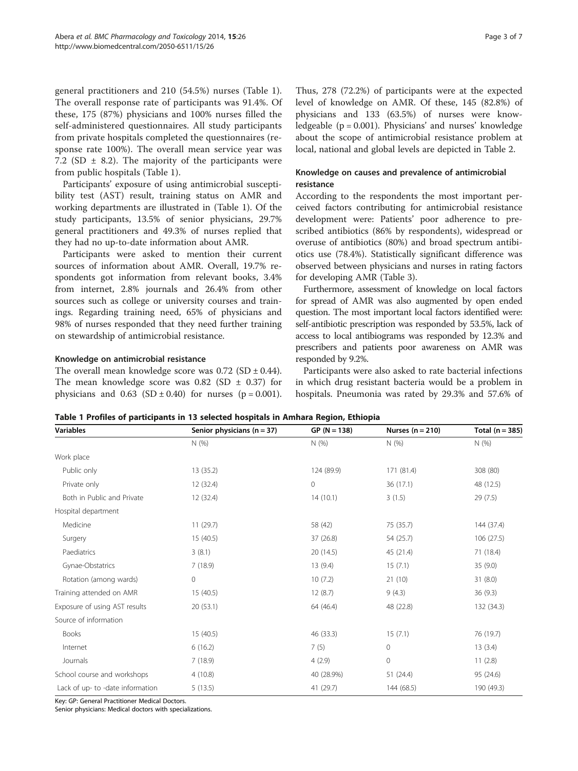general practitioners and 210 (54.5%) nurses (Table 1). The overall response rate of participants was 91.4%. Of these, 175 (87%) physicians and 100% nurses filled the self-administered questionnaires. All study participants from private hospitals completed the questionnaires (response rate 100%). The overall mean service year was 7.2 (SD ± 8.2). The majority of the participants were from public hospitals (Table 1).

Participants' exposure of using antimicrobial susceptibility test (AST) result, training status on AMR and working departments are illustrated in (Table 1). Of the study participants, 13.5% of senior physicians, 29.7% general practitioners and 49.3% of nurses replied that they had no up-to-date information about AMR.

Participants were asked to mention their current sources of information about AMR. Overall, 19.7% respondents got information from relevant books, 3.4% from internet, 2.8% journals and 26.4% from other sources such as college or university courses and trainings. Regarding training need, 65% of physicians and 98% of nurses responded that they need further training on stewardship of antimicrobial resistance.

### Knowledge on antimicrobial resistance

The overall mean knowledge score was 0.72 (SD ± 0.44). The mean knowledge score was 0.82 (SD ± 0.37) for physicians and 0.63 (SD ± 0.40) for nurses ($p = 0.001$). Thus, 278 (72.2%) of participants were at the expected level of knowledge on AMR. Of these, 145 (82.8%) of physicians and 133 (63.5%) of nurses were knowledgeable ($p = 0.001$). Physicians' and nurses' knowledge about the scope of antimicrobial resistance problem at local, national and global levels are depicted in Table 2.

### Knowledge on causes and prevalence of antimicrobial resistance

According to the respondents the most important perceived factors contributing for antimicrobial resistance development were: Patients' poor adherence to prescribed antibiotics (86% by respondents), widespread or overuse of antibiotics (80%) and broad spectrum antibiotics use (78.4%). Statistically significant difference was observed between physicians and nurses in rating factors for developing AMR (Table 3).

Furthermore, assessment of knowledge on local factors for spread of AMR was also augmented by open ended question. The most important local factors identified were: self-antibiotic prescription was responded by 53.5%, lack of access to local antibiograms was responded by 12.3% and prescribers and patients poor awareness on AMR was responded by 9.2%.

Participants were also asked to rate bacterial infections in which drug resistant bacteria would be a problem in hospitals. Pneumonia was rated by 29.3% and 57.6% of

**Table 1 Profiles of participants in 13 selected hospitals in Amhara Region, Ethiopia**

| Variables | Senior physicians (n = 37) | GP (N = 138) | Nurses (n = 210) | Total (n = 385) |
|---|---|---|---|---|
| | N (%) | N (%) | N (%) | N (%) |
| Work place | | | | |
| Public only | 13 (35.2) | 124 (89.9) | 171 (81.4) | 308 (80) |
| Private only | 12 (32.4) | 0 | 36 (17.1) | 48 (12.5) |
| Both in Public and Private | 12 (32.4) | 14 (10.1) | 3 (1.5) | 29 (7.5) |
| Hospital department | | | | |
| Medicine | 11 (29.7) | 58 (42) | 75 (35.7) | 144 (37.4) |
| Surgery | 15 (40.5) | 37 (26.8) | 54 (25.7) | 106 (27.5) |
| Paediatrics | 3 (8.1) | 20 (14.5) | 45 (21.4) | 71 (18.4) |
| Gynae-Obstatrics | 7 (18.9) | 13 (9.4) | 15 (7.1) | 35 (9.0) |
| Rotation (among wards) | 0 | 10 (7.2) | 21 (10) | 31 (8.0) |
| Training attended on AMR | 15 (40.5) | 12 (8.7) | 9 (4.3) | 36 (9.3) |
| Exposure of using AST results | 20 (53.1) | 64 (46.4) | 48 (22.8) | 132 (34.3) |
| Source of information | | | | |
| Books | 15 (40.5) | 46 (33.3) | 15 (7.1) | 76 (19.7) |
| Internet | 6 (16.2) | 7 (5) | 0 | 13 (3.4) |
| Journals | 7 (18.9) | 4 (2.9) | 0 | 11 (2.8) |
| School course and workshops | 4 (10.8) | 40 (28.9%) | 51 (24.4) | 95 (24.6) |
| Lack of up- to -date information | 5 (13.5) | 41 (29.7) | 144 (68.5) | 190 (49.3) |

Key: GP: General Practitioner Medical Doctors.
Senior physicians: Medical doctors with specializations.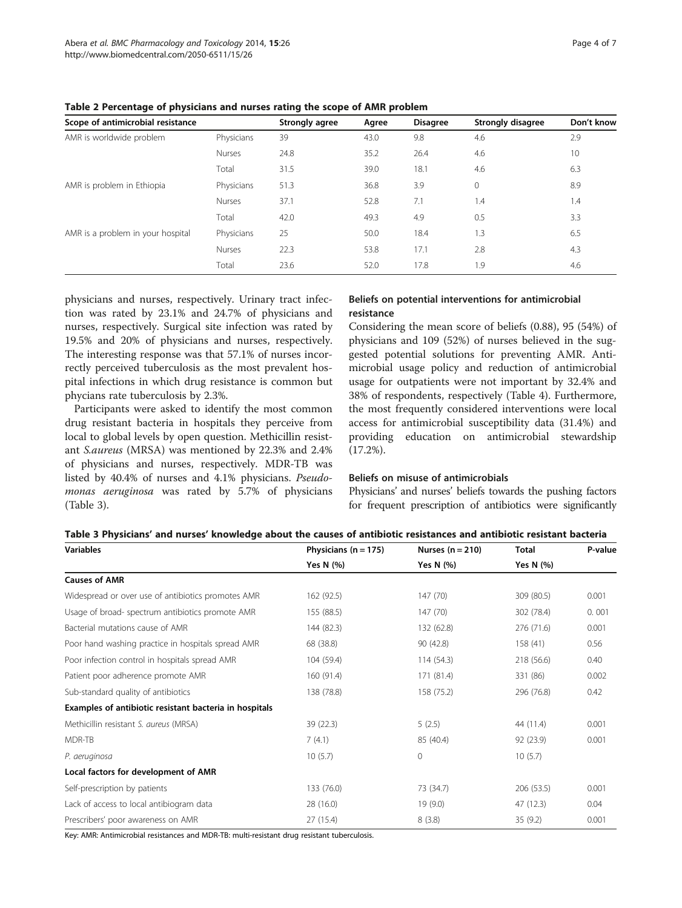**Table 2 Percentage of physicians and nurses rating the scope of AMR problem**

| Scope of antimicrobial resistance | | Strongly agree | Agree | Disagree | Strongly disagree | Don't know |
|---|---|---|---|---|---|---|
| AMR is worldwide problem | Physicians | 39 | 43.0 | 9.8 | 4.6 | 2.9 |
| | Nurses | 24.8 | 35.2 | 26.4 | 4.6 | 10 |
| | Total | 31.5 | 39.0 | 18.1 | 4.6 | 6.3 |
| AMR is problem in Ethiopia | Physicians | 51.3 | 36.8 | 3.9 | 0 | 8.9 |
| | Nurses | 37.1 | 52.8 | 7.1 | 1.4 | 1.4 |
| | Total | 42.0 | 49.3 | 4.9 | 0.5 | 3.3 |
| AMR is a problem in your hospital | Physicians | 25 | 50.0 | 18.4 | 1.3 | 6.5 |
| | Nurses | 22.3 | 53.8 | 17.1 | 2.8 | 4.3 |
| | Total | 23.6 | 52.0 | 17.8 | 1.9 | 4.6 |

physicians and nurses, respectively. Urinary tract infection was rated by 23.1% and 24.7% of physicians and nurses, respectively. Surgical site infection was rated by 19.5% and 20% of physicians and nurses, respectively. The interesting response was that 57.1% of nurses incorrectly perceived tuberculosis as the most prevalent hospital infections in which drug resistance is common but phycians rate tuberculosis by 2.3%.

Participants were asked to identify the most common drug resistant bacteria in hospitals they perceive from local to global levels by open question. Methicillin resistant *S.aureus* (MRSA) was mentioned by 22.3% and 2.4% of physicians and nurses, respectively. MDR-TB was listed by 40.4% of nurses and 4.1% physicians. *Pseudomonas aeruginosa* was rated by 5.7% of physicians (Table 3).

### Beliefs on potential interventions for antimicrobial resistance

Considering the mean score of beliefs (0.88), 95 (54%) of physicians and 109 (52%) of nurses believed in the suggested potential solutions for preventing AMR. Antimicrobial usage policy and reduction of antimicrobial usage for outpatients were not important by 32.4% and 38% of respondents, respectively (Table 4). Furthermore, the most frequently considered interventions were local access for antimicrobial susceptibility data (31.4%) and providing education on antimicrobial stewardship (17.2%).

### Beliefs on misuse of antimicrobials

Physicians' and nurses' beliefs towards the pushing factors for frequent prescription of antibiotics were significantly

**Table 3 Physicians' and nurses' knowledge about the causes of antibiotic resistances and antibiotic resistant bacteria**

| Variables | Physicians (n = 175) | Nurses (n = 210) | Total | P-value |
|---|---|---|---|---|
| | Yes N (%) | Yes N (%) | Yes N (%) | |
| **Causes of AMR** | | | | |
| Widespread or over use of antibiotics promotes AMR | 162 (92.5) | 147 (70) | 309 (80.5) | 0.001 |
| Usage of broad- spectrum antibiotics promote AMR | 155 (88.5) | 147 (70) | 302 (78.4) | 0. 001 |
| Bacterial mutations cause of AMR | 144 (82.3) | 132 (62.8) | 276 (71.6) | 0.001 |
| Poor hand washing practice in hospitals spread AMR | 68 (38.8) | 90 (42.8) | 158 (41) | 0.56 |
| Poor infection control in hospitals spread AMR | 104 (59.4) | 114 (54.3) | 218 (56.6) | 0.40 |
| Patient poor adherence promote AMR | 160 (91.4) | 171 (81.4) | 331 (86) | 0.002 |
| Sub-standard quality of antibiotics | 138 (78.8) | 158 (75.2) | 296 (76.8) | 0.42 |
| **Examples of antibiotic resistant bacteria in hospitals** | | | | |
| Methicillin resistant *S. aureus* (MRSA) | 39 (22.3) | 5 (2.5) | 44 (11.4) | 0.001 |
| MDR-TB | 7 (4.1) | 85 (40.4) | 92 (23.9) | 0.001 |
| *P. aeruginosa* | 10 (5.7) | 0 | 10 (5.7) | |
| **Local factors for development of AMR** | | | | |
| Self-prescription by patients | 133 (76.0) | 73 (34.7) | 206 (53.5) | 0.001 |
| Lack of access to local antibiogram data | 28 (16.0) | 19 (9.0) | 47 (12.3) | 0.04 |
| Prescribers' poor awareness on AMR | 27 (15.4) | 8 (3.8) | 35 (9.2) | 0.001 |

Key: AMR: Antimicrobial resistances and MDR-TB: multi-resistant drug resistant tuberculosis.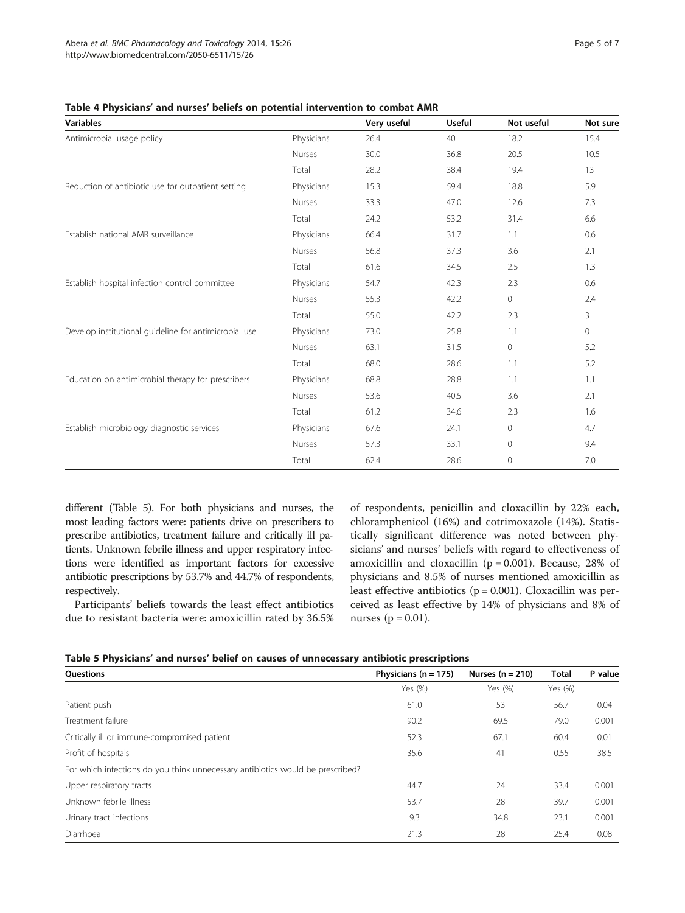**Table 4 Physicians' and nurses' beliefs on potential intervention to combat AMR**

| Variables | | Very useful | Useful | Not useful | Not sure |
|---|---|---|---|---|---|
| Antimicrobial usage policy | Physicians | 26.4 | 40 | 18.2 | 15.4 |
| | Nurses | 30.0 | 36.8 | 20.5 | 10.5 |
| | Total | 28.2 | 38.4 | 19.4 | 13 |
| Reduction of antibiotic use for outpatient setting | Physicians | 15.3 | 59.4 | 18.8 | 5.9 |
| | Nurses | 33.3 | 47.0 | 12.6 | 7.3 |
| | Total | 24.2 | 53.2 | 31.4 | 6.6 |
| Establish national AMR surveillance | Physicians | 66.4 | 31.7 | 1.1 | 0.6 |
| | Nurses | 56.8 | 37.3 | 3.6 | 2.1 |
| | Total | 61.6 | 34.5 | 2.5 | 1.3 |
| Establish hospital infection control committee | Physicians | 54.7 | 42.3 | 2.3 | 0.6 |
| | Nurses | 55.3 | 42.2 | 0 | 2.4 |
| | Total | 55.0 | 42.2 | 2.3 | 3 |
| Develop institutional guideline for antimicrobial use | Physicians | 73.0 | 25.8 | 1.1 | 0 |
| | Nurses | 63.1 | 31.5 | 0 | 5.2 |
| | Total | 68.0 | 28.6 | 1.1 | 5.2 |
| Education on antimicrobial therapy for prescribers | Physicians | 68.8 | 28.8 | 1.1 | 1.1 |
| | Nurses | 53.6 | 40.5 | 3.6 | 2.1 |
| | Total | 61.2 | 34.6 | 2.3 | 1.6 |
| Establish microbiology diagnostic services | Physicians | 67.6 | 24.1 | 0 | 4.7 |
| | Nurses | 57.3 | 33.1 | 0 | 9.4 |
| | Total | 62.4 | 28.6 | 0 | 7.0 |

different (Table 5). For both physicians and nurses, the most leading factors were: patients drive on prescribers to prescribe antibiotics, treatment failure and critically ill patients. Unknown febrile illness and upper respiratory infections were identified as important factors for excessive antibiotic prescriptions by 53.7% and 44.7% of respondents, respectively.

Participants' beliefs towards the least effect antibiotics due to resistant bacteria were: amoxicillin rated by 36.5% of respondents, penicillin and cloxacillin by 22% each, chloramphenicol (16%) and cotrimoxazole (14%). Statistically significant difference was noted between physicians' and nurses' beliefs with regard to effectiveness of amoxicillin and cloxacillin ($p = 0.001$). Because, 28% of physicians and 8.5% of nurses mentioned amoxicillin as least effective antibiotics ($p = 0.001$). Cloxacillin was perceived as least effective by 14% of physicians and 8% of nurses ($p = 0.01$).

**Table 5 Physicians' and nurses' belief on causes of unnecessary antibiotic prescriptions**

| Questions | Physicians (n = 175) | Nurses (n = 210) | Total | P value |
|---|---|---|---|---|
| | Yes (%) | Yes (%) | Yes (%) | |
| Patient push | 61.0 | 53 | 56.7 | 0.04 |
| Treatment failure | 90.2 | 69.5 | 79.0 | 0.001 |
| Critically ill or immune-compromised patient | 52.3 | 67.1 | 60.4 | 0.01 |
| Profit of hospitals | 35.6 | 41 | 0.55 | 38.5 |
| For which infections do you think unnecessary antibiotics would be prescribed? | | | | |
| Upper respiratory tracts | 44.7 | 24 | 33.4 | 0.001 |
| Unknown febrile illness | 53.7 | 28 | 39.7 | 0.001 |
| Urinary tract infections | 9.3 | 34.8 | 23.1 | 0.001 |
| Diarrhoea | 21.3 | 28 | 25.4 | 0.08 |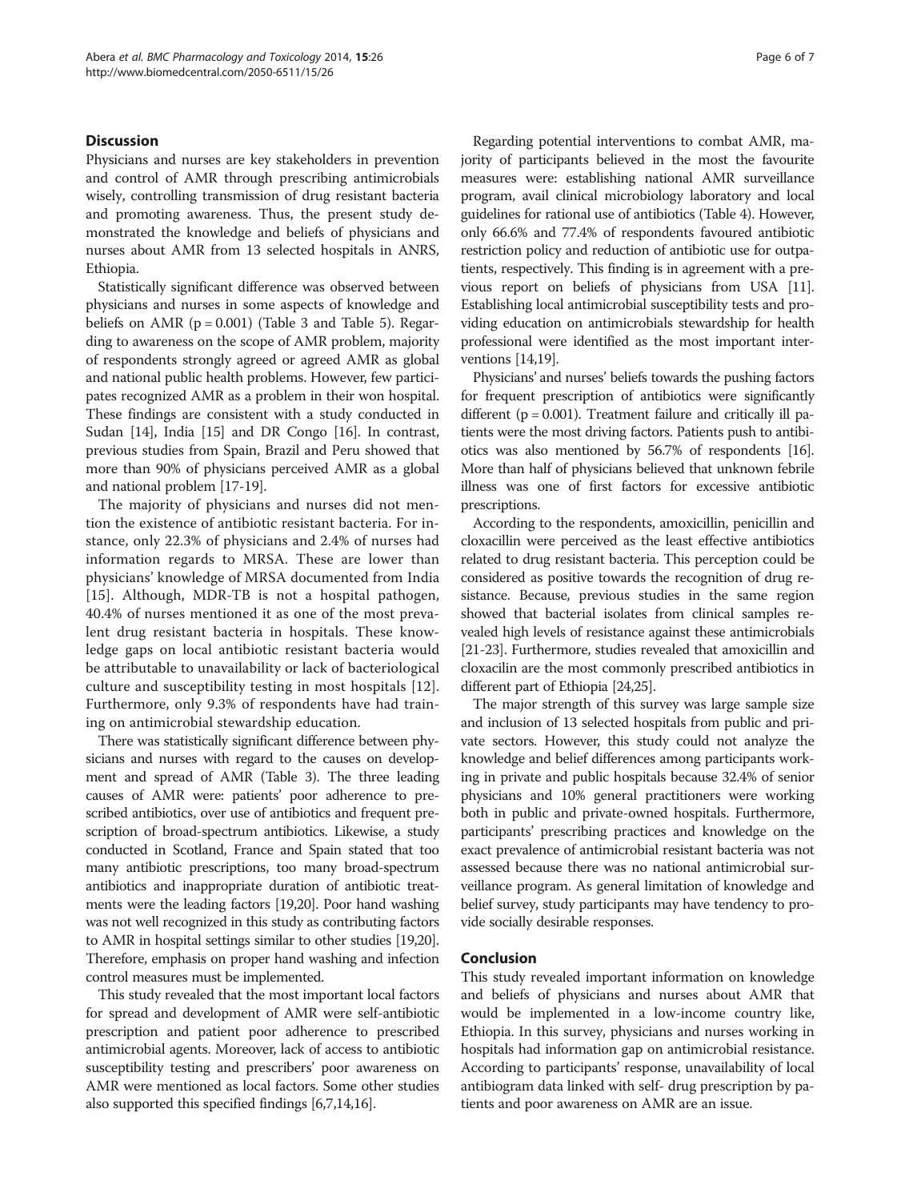## Discussion

Physicians and nurses are key stakeholders in prevention and control of AMR through prescribing antimicrobials wisely, controlling transmission of drug resistant bacteria and promoting awareness. Thus, the present study demonstrated the knowledge and beliefs of physicians and nurses about AMR from 13 selected hospitals in ANRS, Ethiopia.

Statistically significant difference was observed between physicians and nurses in some aspects of knowledge and beliefs on AMR ($p = 0.001$) (Table 3 and Table 5). Regarding to awareness on the scope of AMR problem, majority of respondents strongly agreed or agreed AMR as global and national public health problems. However, few participates recognized AMR as a problem in their won hospital. These findings are consistent with a study conducted in Sudan [14], India [15] and DR Congo [16]. In contrast, previous studies from Spain, Brazil and Peru showed that more than 90% of physicians perceived AMR as a global and national problem [17-19].

The majority of physicians and nurses did not mention the existence of antibiotic resistant bacteria. For instance, only 22.3% of physicians and 2.4% of nurses had information regards to MRSA. These are lower than physicians' knowledge of MRSA documented from India [15]. Although, MDR-TB is not a hospital pathogen, 40.4% of nurses mentioned it as one of the most prevalent drug resistant bacteria in hospitals. These knowledge gaps on local antibiotic resistant bacteria would be attributable to unavailability or lack of bacteriological culture and susceptibility testing in most hospitals [12]. Furthermore, only 9.3% of respondents have had training on antimicrobial stewardship education.

There was statistically significant difference between physicians and nurses with regard to the causes on development and spread of AMR (Table 3). The three leading causes of AMR were: patients' poor adherence to prescribed antibiotics, over use of antibiotics and frequent prescription of broad-spectrum antibiotics. Likewise, a study conducted in Scotland, France and Spain stated that too many antibiotic prescriptions, too many broad-spectrum antibiotics and inappropriate duration of antibiotic treatments were the leading factors [19,20]. Poor hand washing was not well recognized in this study as contributing factors to AMR in hospital settings similar to other studies [19,20]. Therefore, emphasis on proper hand washing and infection control measures must be implemented.

This study revealed that the most important local factors for spread and development of AMR were self-antibiotic prescription and patient poor adherence to prescribed antimicrobial agents. Moreover, lack of access to antibiotic susceptibility testing and prescribers' poor awareness on AMR were mentioned as local factors. Some other studies also supported this specified findings [6,7,14,16].

Regarding potential interventions to combat AMR, majority of participants believed in the most the favourite measures were: establishing national AMR surveillance program, avail clinical microbiology laboratory and local guidelines for rational use of antibiotics (Table 4). However, only 66.6% and 77.4% of respondents favoured antibiotic restriction policy and reduction of antibiotic use for outpatients, respectively. This finding is in agreement with a previous report on beliefs of physicians from USA [11]. Establishing local antimicrobial susceptibility tests and providing education on antimicrobials stewardship for health professional were identified as the most important interventions [14,19].

Physicians' and nurses' beliefs towards the pushing factors for frequent prescription of antibiotics were significantly different ($p = 0.001$). Treatment failure and critically ill patients were the most driving factors. Patients push to antibiotics was also mentioned by 56.7% of respondents [16]. More than half of physicians believed that unknown febrile illness was one of first factors for excessive antibiotic prescriptions.

According to the respondents, amoxicillin, penicillin and cloxacillin were perceived as the least effective antibiotics related to drug resistant bacteria. This perception could be considered as positive towards the recognition of drug resistance. Because, previous studies in the same region showed that bacterial isolates from clinical samples revealed high levels of resistance against these antimicrobials [21-23]. Furthermore, studies revealed that amoxicillin and cloxacilin are the most commonly prescribed antibiotics in different part of Ethiopia [24,25].

The major strength of this survey was large sample size and inclusion of 13 selected hospitals from public and private sectors. However, this study could not analyze the knowledge and belief differences among participants working in private and public hospitals because 32.4% of senior physicians and 10% general practitioners were working both in public and private-owned hospitals. Furthermore, participants' prescribing practices and knowledge on the exact prevalence of antimicrobial resistant bacteria was not assessed because there was no national antimicrobial surveillance program. As general limitation of knowledge and belief survey, study participants may have tendency to provide socially desirable responses.

## Conclusion

This study revealed important information on knowledge and beliefs of physicians and nurses about AMR that would be implemented in a low-income country like, Ethiopia. In this survey, physicians and nurses working in hospitals had information gap on antimicrobial resistance. According to participants' response, unavailability of local antibiogram data linked with self- drug prescription by patients and poor awareness on AMR are an issue.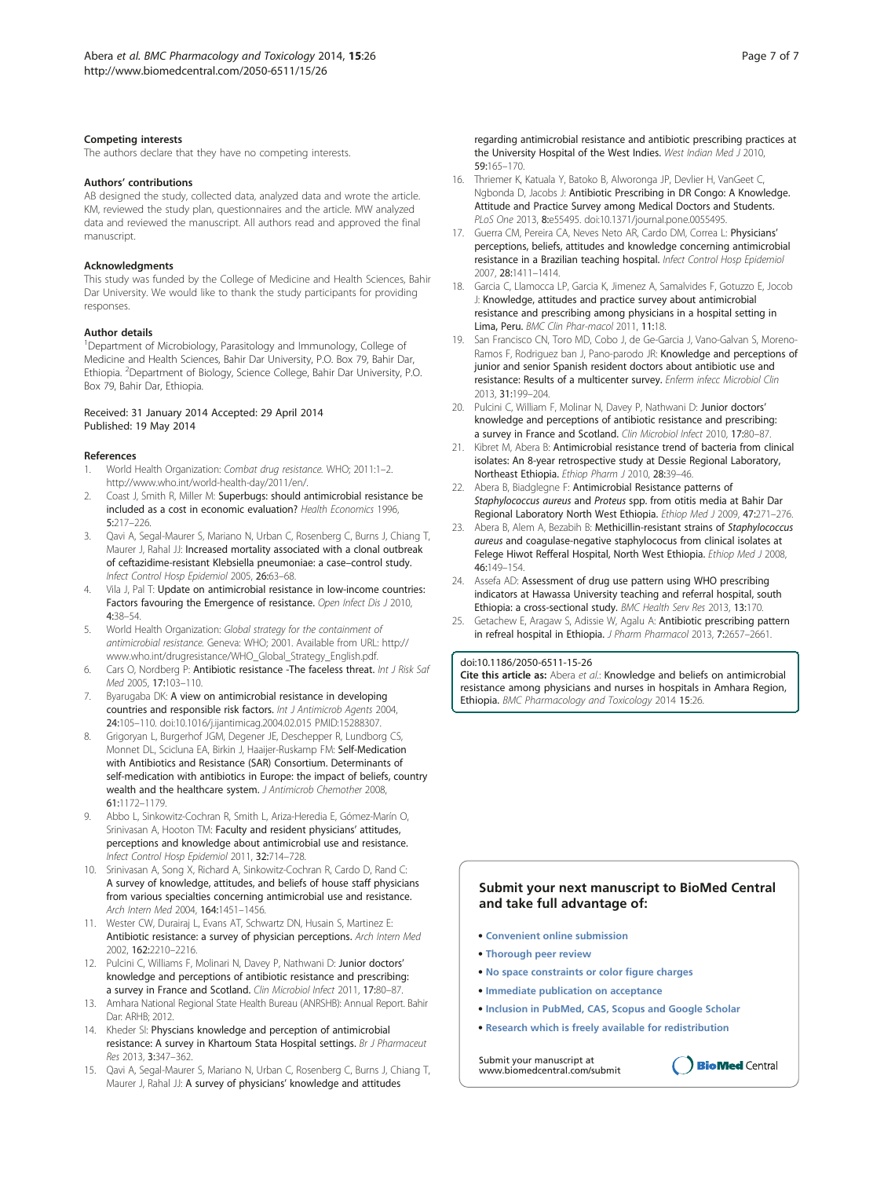### Competing interests

The authors declare that they have no competing interests.

### Authors' contributions

AB designed the study, collected data, analyzed data and wrote the article. KM, reviewed the study plan, questionnaires and the article. MW analyzed data and reviewed the manuscript. All authors read and approved the final manuscript.

### Acknowledgments

This study was funded by the College of Medicine and Health Sciences, Bahir Dar University. We would like to thank the study participants for providing responses.

### Author details

[1]Department of Microbiology, Parasitology and Immunology, College of Medicine and Health Sciences, Bahir Dar University, P.O. Box 79, Bahir Dar, Ethiopia. [2]Department of Biology, Science College, Bahir Dar University, P.O. Box 79, Bahir Dar, Ethiopia.

Received: 31 January 2014 Accepted: 29 April 2014
Published: 19 May 2014

### References

1. World Health Organization: *Combat drug resistance.* WHO; 2011:1–2. http://www.who.int/world-health-day/2011/en/.
2. Coast J, Smith R, Miller M: **Superbugs: should antimicrobial resistance be included as a cost in economic evaluation?** *Health Economics* 1996, **5:**217–226.
3. Qavi A, Segal-Maurer S, Mariano N, Urban C, Rosenberg C, Burns J, Chiang T, Maurer J, Rahal JJ: **Increased mortality associated with a clonal outbreak of ceftazidime-resistant Klebsiella pneumoniae: a case–control study.** *Infect Control Hosp Epidemiol* 2005, **26:**63–68.
4. Vila J, Pal T: **Update on antimicrobial resistance in low-income countries: Factors favouring the Emergence of resistance.** *Open Infect Dis J* 2010, **4:**38–54.
5. World Health Organization: *Global strategy for the containment of antimicrobial resistance.* Geneva: WHO; 2001. Available from URL: http://www.who.int/drugresistance/WHO_Global_Strategy_English.pdf.
6. Cars O, Nordberg P: **Antibiotic resistance -The faceless threat.** *Int J Risk Saf Med* 2005, **17:**103–110.
7. Byarugaba DK: **A view on antimicrobial resistance in developing countries and responsible risk factors.** *Int J Antimicrob Agents* 2004, **24:**105–110. doi:10.1016/j.ijantimicag.2004.02.015 PMID:15288307.
8. Grigoryan L, Burgerhof JGM, Degener JE, Deschepper R, Lundborg CS, Monnet DL, Scicluna EA, Birkin J, Haaijer-Ruskamp FM: **Self-Medication with Antibiotics and Resistance (SAR) Consortium. Determinants of self-medication with antibiotics in Europe: the impact of beliefs, country wealth and the healthcare system.** *J Antimicrob Chemother* 2008, **61:**1172–1179.
9. Abbo L, Sinkowitz-Cochran R, Smith L, Ariza-Heredia E, Gómez-Marín O, Srinivasan A, Hooton TM: **Faculty and resident physicians' attitudes, perceptions and knowledge about antimicrobial use and resistance.** *Infect Control Hosp Epidemiol* 2011, **32:**714–728.
10. Srinivasan A, Song X, Richard A, Sinkowitz-Cochran R, Cardo D, Rand C: **A survey of knowledge, attitudes, and beliefs of house staff physicians from various specialties concerning antimicrobial use and resistance.** *Arch Intern Med* 2004, **164:**1451–1456.
11. Wester CW, Durairaj L, Evans AT, Schwartz DN, Husain S, Martinez E: **Antibiotic resistance: a survey of physician perceptions.** *Arch Intern Med* 2002, **162:**2210–2216.
12. Pulcini C, Williams F, Molinari N, Davey P, Nathwani D: **Junior doctors' knowledge and perceptions of antibiotic resistance and prescribing: a survey in France and Scotland.** *Clin Microbiol Infect* 2011, **17:**80–87.
13. Amhara National Regional State Health Bureau (ANRSHB): Annual Report. Bahir Dar: ARHB; 2012.
14. Kheder SI: **Physcians knowledge and perception of antimicrobial resistance: A survey in Khartoum Stata Hospital settings.** *Br J Pharmaceut Res* 2013, **3:**347–362.
15. Qavi A, Segal-Maurer S, Mariano N, Urban C, Rosenberg C, Burns J, Chiang T, Maurer J, Rahal JJ: **A survey of physicians' knowledge and attitudes regarding antimicrobial resistance and antibiotic prescribing practices at the University Hospital of the West Indies.** *West Indian Med J* 2010, **59:**165–170.
16. Thriemer K, Katuala Y, Batoko B, Alworonga JP, Devlier H, VanGeet C, Ngbonda D, Jacobs J: **Antibiotic Prescribing in DR Congo: A Knowledge. Attitude and Practice Survey among Medical Doctors and Students.** *PLoS One* 2013, **8:**e55495. doi:10.1371/journal.pone.0055495.
17. Guerra CM, Pereira CA, Neves Neto AR, Cardo DM, Correa L: **Physicians' perceptions, beliefs, attitudes and knowledge concerning antimicrobial resistance in a Brazilian teaching hospital.** *Infect Control Hosp Epidemiol* 2007, **28:**1411–1414.
18. Garcia C, Llamocca LP, Garcia K, Jimenez A, Samalvides F, Gotuzzo E, Jocob J: **Knowledge, attitudes and practice survey about antimicrobial resistance and prescribing among physicians in a hospital setting in Lima, Peru.** *BMC Clin Phar-macol* 2011, **11:**18.
19. San Francisco CN, Toro MD, Cobo J, de Ge-Garcia J, Vano-Galvan S, Moreno-Ramos F, Rodriguez ban J, Pano-parodo JR: **Knowledge and perceptions of junior and senior Spanish resident doctors about antibiotic use and resistance: Results of a multicenter survey.** *Enferm infecc Microbiol Clin* 2013, **31:**199–204.
20. Pulcini C, William F, Molinar N, Davey P, Nathwani D: **Junior doctors' knowledge and perceptions of antibiotic resistance and prescribing: a survey in France and Scotland.** *Clin Microbiol Infect* 2010, **17:**80–87.
21. Kibret M, Abera B: **Antimicrobial resistance trend of bacteria from clinical isolates: An 8-year retrospective study at Dessie Regional Laboratory, Northeast Ethiopia.** *Ethiop Pharm J* 2010, **28:**39–46.
22. Abera B, Biadglegne F: **Antimicrobial Resistance patterns of *Staphylococcus aureus* and *Proteus* spp. from otitis media at Bahir Dar Regional Laboratory North West Ethiopia.** *Ethiop Med J* 2009, **47:**271–276.
23. Abera B, Alem A, Bezabih B: **Methicillin-resistant strains of *Staphylococcus aureus* and coagulase-negative staphylococus from clinical isolates at Felege Hiwot Refferal Hospital, North West Ethiopia.** *Ethiop Med J* 2008, **46:**149–154.
24. Assefa AD: **Assessment of drug use pattern using WHO prescribing indicators at Hawassa University teaching and referral hospital, south Ethiopia: a cross-sectional study.** *BMC Health Serv Res* 2013, **13:**170.
25. Getachew E, Aragaw S, Adissie W, Agalu A: **Antibiotic prescribing pattern in refreal hospital in Ethiopia.** *J Pharm Pharmacol* 2013, **7:**2657–2661.

doi:10.1186/2050-6511-15-26

**Cite this article as:** Abera *et al.*: Knowledge and beliefs on antimicrobial resistance among physicians and nurses in hospitals in Amhara Region, Ethiopia. *BMC Pharmacology and Toxicology* 2014 **15**:26.

**Submit your next manuscript to BioMed Central and take full advantage of:**

- **Convenient online submission**
- **Thorough peer review**
- **No space constraints or color figure charges**
- **Immediate publication on acceptance**
- **Inclusion in PubMed, CAS, Scopus and Google Scholar**
- **Research which is freely available for redistribution**

Submit your manuscript at
www.biomedcentral.com/submit

BioMed Central